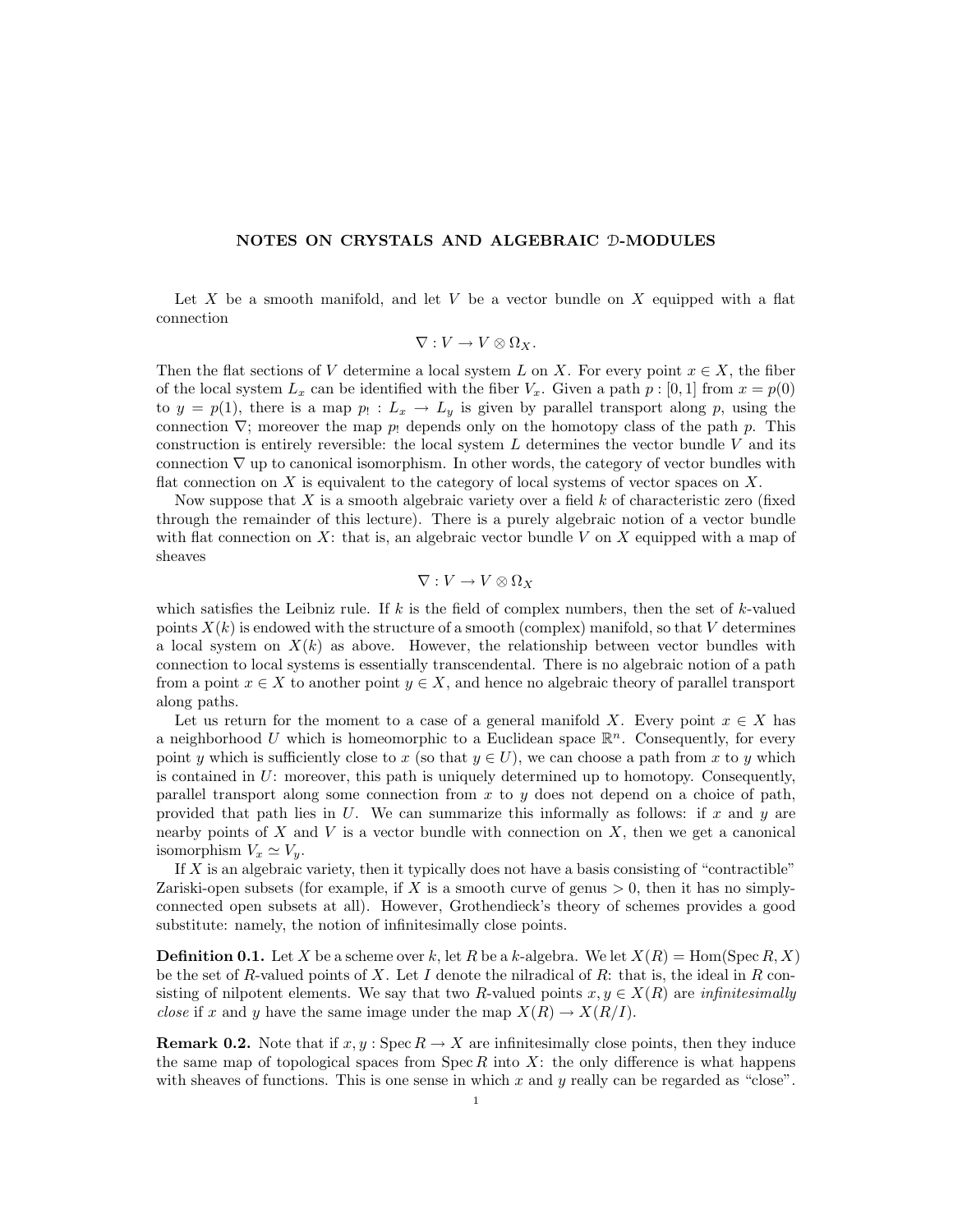# NOTES ON CRYSTALS AND ALGEBRAIC $\mathcal{D}$-MODULES

Let $X$ be a smooth manifold, and let $V$ be a vector bundle on $X$ equipped with a flat connection

$$\nabla : V \to V \otimes \Omega_X.$$

Then the flat sections of $V$ determine a local system $L$ on $X$. For every point $x \in X$, the fiber of the local system $L_x$ can be identified with the fiber $V_x$. Given a path $p : [0, 1]$ from $x = p(0)$ to $y = p(1)$, there is a map $p_! : L_x \to L_y$ is given by parallel transport along $p$, using the connection $\nabla$; moreover the map $p_!$ depends only on the homotopy class of the path $p$. This construction is entirely reversible: the local system $L$ determines the vector bundle $V$ and its connection $\nabla$ up to canonical isomorphism. In other words, the category of vector bundles with flat connection on $X$ is equivalent to the category of local systems of vector spaces on $X$.

Now suppose that $X$ is a smooth algebraic variety over a field $k$ of characteristic zero (fixed through the remainder of this lecture). There is a purely algebraic notion of a vector bundle with flat connection on $X$: that is, an algebraic vector bundle $V$ on $X$ equipped with a map of sheaves

$$\nabla : V \to V \otimes \Omega_X$$

which satisfies the Leibniz rule. If $k$ is the field of complex numbers, then the set of $k$-valued points $X(k)$ is endowed with the structure of a smooth (complex) manifold, so that $V$ determines a local system on $X(k)$ as above. However, the relationship between vector bundles with connection to local systems is essentially transcendental. There is no algebraic notion of a path from a point $x \in X$ to another point $y \in X$, and hence no algebraic theory of parallel transport along paths.

Let us return for the moment to a case of a general manifold $X$. Every point $x \in X$ has a neighborhood $U$ which is homeomorphic to a Euclidean space $\mathbb{R}^n$. Consequently, for every point $y$ which is sufficiently close to $x$ (so that $y \in U$), we can choose a path from $x$ to $y$ which is contained in $U$: moreover, this path is uniquely determined up to homotopy. Consequently, parallel transport along some connection from $x$ to $y$ does not depend on a choice of path, provided that path lies in $U$. We can summarize this informally as follows: if $x$ and $y$ are nearby points of $X$ and $V$ is a vector bundle with connection on $X$, then we get a canonical isomorphism $V_x \simeq V_y$.

If $X$ is an algebraic variety, then it typically does not have a basis consisting of "contractible" Zariski-open subsets (for example, if $X$ is a smooth curve of genus $> 0$, then it has no simply-connected open subsets at all). However, Grothendieck's theory of schemes provides a good substitute: namely, the notion of infinitesimally close points.

**Definition 0.1.** Let $X$ be a scheme over $k$, let $R$ be a $k$-algebra. We let $X(R) = \mathrm{Hom}(\mathrm{Spec}\, R, X)$ be the set of $R$-valued points of $X$. Let $I$ denote the nilradical of $R$: that is, the ideal in $R$ consisting of nilpotent elements. We say that two $R$-valued points $x, y \in X(R)$ are *infinitesimally close* if $x$ and $y$ have the same image under the map $X(R) \to X(R/I)$.

**Remark 0.2.** Note that if $x, y : \mathrm{Spec}\, R \to X$ are infinitesimally close points, then they induce the same map of topological spaces from $\mathrm{Spec}\, R$ into $X$: the only difference is what happens with sheaves of functions. This is one sense in which $x$ and $y$ really can be regarded as "close".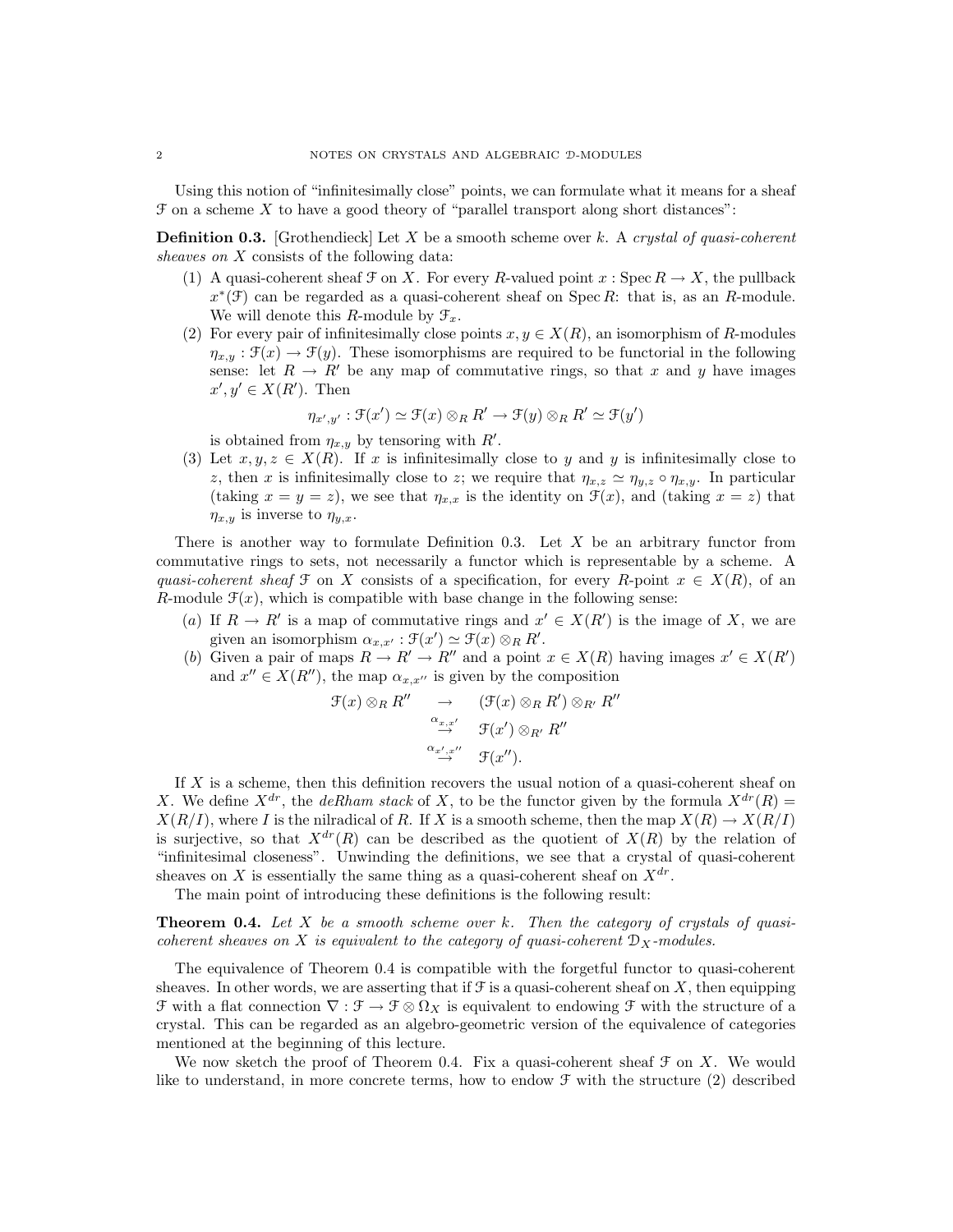Using this notion of "infinitesimally close" points, we can formulate what it means for a sheaf $\mathcal{F}$ on a scheme $X$ to have a good theory of "parallel transport along short distances":

**Definition 0.3.** [Grothendieck] Let $X$ be a smooth scheme over $k$. A *crystal of quasi-coherent sheaves on* $X$ consists of the following data:

1. A quasi-coherent sheaf $\mathcal{F}$ on $X$. For every $R$-valued point $x : \operatorname{Spec} R \to X$, the pullback $x^*(\mathcal{F})$ can be regarded as a quasi-coherent sheaf on $\operatorname{Spec} R$: that is, as an $R$-module. We will denote this $R$-module by $\mathcal{F}_x$.
2. For every pair of infinitesimally close points $x, y \in X(R)$, an isomorphism of $R$-modules $\eta_{x,y} : \mathcal{F}(x) \to \mathcal{F}(y)$. These isomorphisms are required to be functorial in the following sense: let $R \to R'$ be any map of commutative rings, so that $x$ and $y$ have images $x', y' \in X(R')$. Then
$$\eta_{x',y'} : \mathcal{F}(x') \simeq \mathcal{F}(x) \otimes_R R' \to \mathcal{F}(y) \otimes_R R' \simeq \mathcal{F}(y')$$
is obtained from $\eta_{x,y}$ by tensoring with $R'$.
3. Let $x, y, z \in X(R)$. If $x$ is infinitesimally close to $y$ and $y$ is infinitesimally close to $z$, then $x$ is infinitesimally close to $z$; we require that $\eta_{x,z} \simeq \eta_{y,z} \circ \eta_{x,y}$. In particular (taking $x = y = z$), we see that $\eta_{x,x}$ is the identity on $\mathcal{F}(x)$, and (taking $x = z$) that $\eta_{x,y}$ is inverse to $\eta_{y,x}$.

There is another way to formulate Definition 0.3. Let $X$ be an arbitrary functor from commutative rings to sets, not necessarily a functor which is representable by a scheme. A *quasi-coherent sheaf* $\mathcal{F}$ on $X$ consists of a specification, for every $R$-point $x \in X(R)$, of an $R$-module $\mathcal{F}(x)$, which is compatible with base change in the following sense:

(*a*) If $R \to R'$ is a map of commutative rings and $x' \in X(R')$ is the image of $X$, we are given an isomorphism $\alpha_{x,x'} : \mathcal{F}(x') \simeq \mathcal{F}(x) \otimes_R R'$.

(*b*) Given a pair of maps $R \to R' \to R''$ and a point $x \in X(R)$ having images $x' \in X(R')$ and $x'' \in X(R'')$, the map $\alpha_{x,x''}$ is given by the composition
$$\begin{aligned} \mathcal{F}(x) \otimes_R R'' &\to (\mathcal{F}(x) \otimes_R R') \otimes_{R'} R'' \\ &\stackrel{\alpha_{x,x'}}{\to} \mathcal{F}(x') \otimes_{R'} R'' \\ &\stackrel{\alpha_{x',x''}}{\to} \mathcal{F}(x''). \end{aligned}$$

If $X$ is a scheme, then this definition recovers the usual notion of a quasi-coherent sheaf on $X$. We define $X^{dr}$, the *deRham stack* of $X$, to be the functor given by the formula $X^{dr}(R) = X(R/I)$, where $I$ is the nilradical of $R$. If $X$ is a smooth scheme, then the map $X(R) \to X(R/I)$ is surjective, so that $X^{dr}(R)$ can be described as the quotient of $X(R)$ by the relation of "infinitesimal closeness". Unwinding the definitions, we see that a crystal of quasi-coherent sheaves on $X$ is essentially the same thing as a quasi-coherent sheaf on $X^{dr}$.

The main point of introducing these definitions is the following result:

**Theorem 0.4.** *Let $X$ be a smooth scheme over $k$. Then the category of crystals of quasi-coherent sheaves on $X$ is equivalent to the category of quasi-coherent $\mathcal{D}_X$-modules.*

The equivalence of Theorem 0.4 is compatible with the forgetful functor to quasi-coherent sheaves. In other words, we are asserting that if $\mathcal{F}$ is a quasi-coherent sheaf on $X$, then equipping $\mathcal{F}$ with a flat connection $\nabla : \mathcal{F} \to \mathcal{F} \otimes \Omega_X$ is equivalent to endowing $\mathcal{F}$ with the structure of a crystal. This can be regarded as an algebro-geometric version of the equivalence of categories mentioned at the beginning of this lecture.

We now sketch the proof of Theorem 0.4. Fix a quasi-coherent sheaf $\mathcal{F}$ on $X$. We would like to understand, in more concrete terms, how to endow $\mathcal{F}$ with the structure (2) described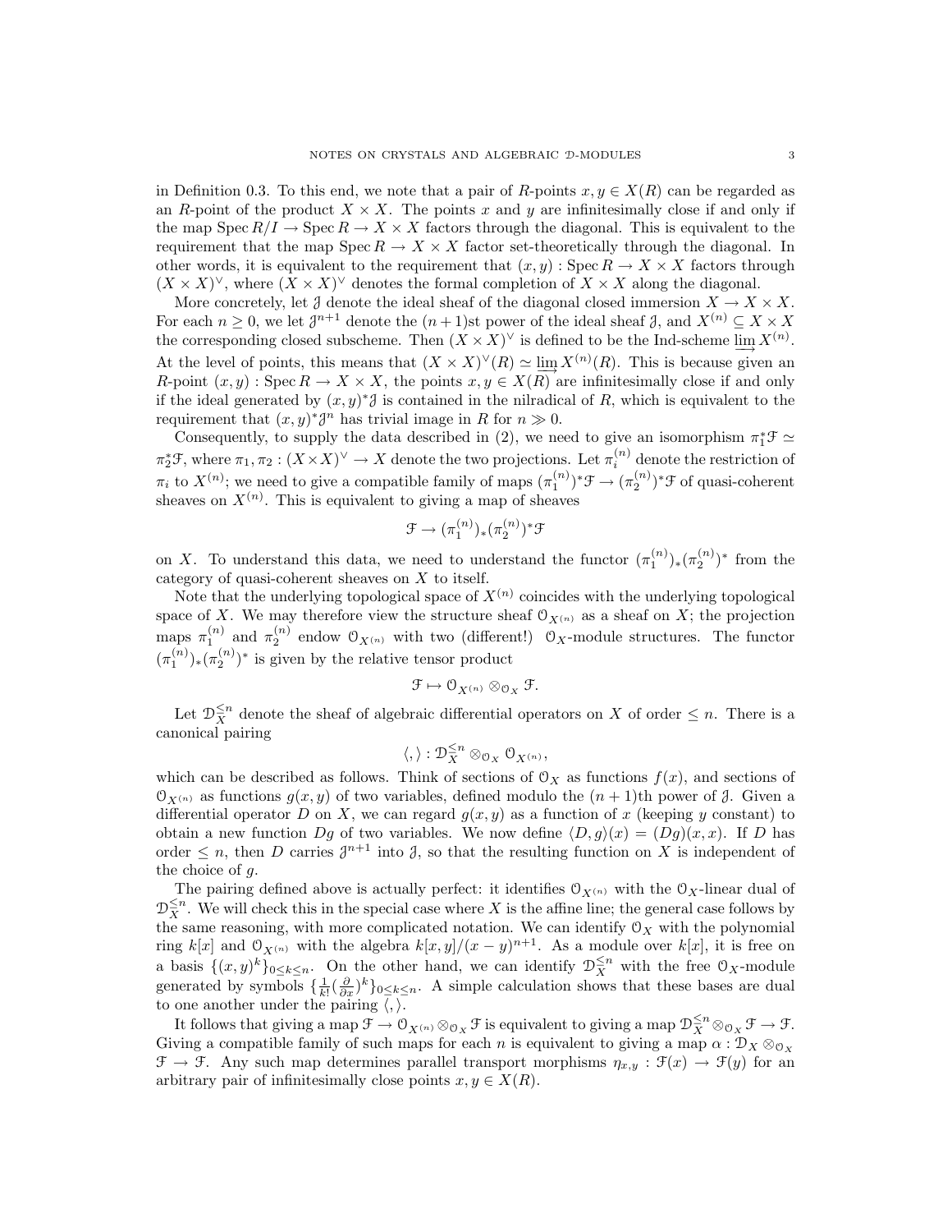in Definition 0.3. To this end, we note that a pair of $R$-points $x, y \in X(R)$ can be regarded as an $R$-point of the product $X \times X$. The points $x$ and $y$ are infinitesimally close if and only if the map $\operatorname{Spec} R/I \to \operatorname{Spec} R \to X \times X$ factors through the diagonal. This is equivalent to the requirement that the map $\operatorname{Spec} R \to X \times X$ factor set-theoretically through the diagonal. In other words, it is equivalent to the requirement that $(x, y) : \operatorname{Spec} R \to X \times X$ factors through $(X \times X)^{\vee}$, where $(X \times X)^{\vee}$ denotes the formal completion of $X \times X$ along the diagonal.

More concretely, let $\mathcal{J}$ denote the ideal sheaf of the diagonal closed immersion $X \to X \times X$. For each $n \geq 0$, we let $\mathcal{J}^{n+1}$ denote the $(n+1)$st power of the ideal sheaf $\mathcal{J}$, and $X^{(n)} \subseteq X \times X$ the corresponding closed subscheme. Then $(X \times X)^{\vee}$ is defined to be the Ind-scheme $\varinjlim X^{(n)}$. At the level of points, this means that $(X \times X)^{\vee}(R) \simeq \varinjlim X^{(n)}(R)$. This is because given an $R$-point $(x, y) : \operatorname{Spec} R \to X \times X$, the points $x, y \in X(R)$ are infinitesimally close if and only if the ideal generated by $(x, y)^* \mathcal{J}$ is contained in the nilradical of $R$, which is equivalent to the requirement that $(x, y)^* \mathcal{J}^n$ has trivial image in $R$ for $n \gg 0$.

Consequently, to supply the data described in (2), we need to give an isomorphism $\pi_1^* \mathcal{F} \simeq \pi_2^* \mathcal{F}$, where $\pi_1, \pi_2 : (X \times X)^{\vee} \to X$ denote the two projections. Let $\pi_i^{(n)}$ denote the restriction of $\pi_i$ to $X^{(n)}$; we need to give a compatible family of maps $(\pi_1^{(n)})^* \mathcal{F} \to (\pi_2^{(n)})^* \mathcal{F}$ of quasi-coherent sheaves on $X^{(n)}$. This is equivalent to giving a map of sheaves

$$\mathcal{F} \to (\pi_1^{(n)})_* (\pi_2^{(n)})^* \mathcal{F}$$

on $X$. To understand this data, we need to understand the functor $(\pi_1^{(n)})_* (\pi_2^{(n)})^*$ from the category of quasi-coherent sheaves on $X$ to itself.

Note that the underlying topological space of $X^{(n)}$ coincides with the underlying topological space of $X$. We may therefore view the structure sheaf $\mathcal{O}_{X^{(n)}}$ as a sheaf on $X$; the projection maps $\pi_1^{(n)}$ and $\pi_2^{(n)}$ endow $\mathcal{O}_{X^{(n)}}$ with two (different!) $\mathcal{O}_X$-module structures. The functor $(\pi_1^{(n)})_* (\pi_2^{(n)})^*$ is given by the relative tensor product

$$\mathcal{F} \mapsto \mathcal{O}_{X^{(n)}} \otimes_{\mathcal{O}_X} \mathcal{F}.$$

Let $\mathcal{D}_X^{\leq n}$ denote the sheaf of algebraic differential operators on $X$ of order $\leq n$. There is a canonical pairing

$$\langle , \rangle : \mathcal{D}_X^{\leq n} \otimes_{\mathcal{O}_X} \mathcal{O}_{X^{(n)}},$$

which can be described as follows. Think of sections of $\mathcal{O}_X$ as functions $f(x)$, and sections of $\mathcal{O}_{X^{(n)}}$ as functions $g(x, y)$ of two variables, defined modulo the $(n+1)$th power of $\mathcal{J}$. Given a differential operator $D$ on $X$, we can regard $g(x, y)$ as a function of $x$ (keeping $y$ constant) to obtain a new function $Dg$ of two variables. We now define $\langle D, g \rangle(x) = (Dg)(x, x)$. If $D$ has order $\leq n$, then $D$ carries $\mathcal{J}^{n+1}$ into $\mathcal{J}$, so that the resulting function on $X$ is independent of the choice of $g$.

The pairing defined above is actually perfect: it identifies $\mathcal{O}_{X^{(n)}}$ with the $\mathcal{O}_X$-linear dual of $\mathcal{D}_X^{\leq n}$. We will check this in the special case where $X$ is the affine line; the general case follows by the same reasoning, with more complicated notation. We can identify $\mathcal{O}_X$ with the polynomial ring $k[x]$ and $\mathcal{O}_{X^{(n)}}$ with the algebra $k[x, y]/(x - y)^{n+1}$. As a module over $k[x]$, it is free on a basis $\{(x, y)^k\}_{0 \leq k \leq n}$. On the other hand, we can identify $\mathcal{D}_X^{\leq n}$ with the free $\mathcal{O}_X$-module generated by symbols $\{\frac{1}{k!}(\frac{\partial}{\partial x})^k\}_{0 \leq k \leq n}$. A simple calculation shows that these bases are dual to one another under the pairing $\langle , \rangle$.

It follows that giving a map $\mathcal{F} \to \mathcal{O}_{X^{(n)}} \otimes_{\mathcal{O}_X} \mathcal{F}$ is equivalent to giving a map $\mathcal{D}_X^{\leq n} \otimes_{\mathcal{O}_X} \mathcal{F} \to \mathcal{F}$. Giving a compatible family of such maps for each $n$ is equivalent to giving a map $\alpha : \mathcal{D}_X \otimes_{\mathcal{O}_X} \mathcal{F} \to \mathcal{F}$. Any such map determines parallel transport morphisms $\eta_{x,y} : \mathcal{F}(x) \to \mathcal{F}(y)$ for an arbitrary pair of infinitesimally close points $x, y \in X(R)$.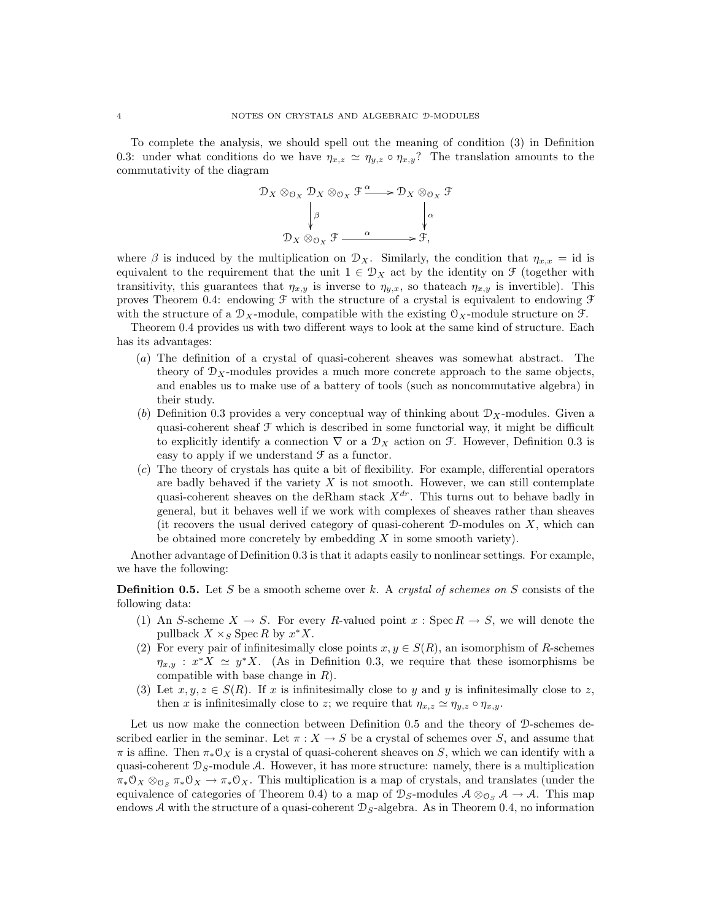To complete the analysis, we should spell out the meaning of condition (3) in Definition 0.3: under what conditions do we have $\eta_{x,z} \simeq \eta_{y,z} \circ \eta_{x,y}$? The translation amounts to the commutativity of the diagram

$$\begin{array}{ccc} \mathcal{D}_X \otimes_{\mathcal{O}_X} \mathcal{D}_X \otimes_{\mathcal{O}_X} \mathcal{F} & \xrightarrow{\alpha} & \mathcal{D}_X \otimes_{\mathcal{O}_X} \mathcal{F} \\ \downarrow \beta & & \downarrow \alpha \\ \mathcal{D}_X \otimes_{\mathcal{O}_X} \mathcal{F} & \xrightarrow{\alpha} & \mathcal{F}, \end{array}$$

where $\beta$ is induced by the multiplication on $\mathcal{D}_X$. Similarly, the condition that $\eta_{x,x} = \mathrm{id}$ is equivalent to the requirement that the unit $1 \in \mathcal{D}_X$ act by the identity on $\mathcal{F}$ (together with transitivity, this guarantees that $\eta_{x,y}$ is inverse to $\eta_{y,x}$, so thateach $\eta_{x,y}$ is invertible). This proves Theorem 0.4: endowing $\mathcal{F}$ with the structure of a crystal is equivalent to endowing $\mathcal{F}$ with the structure of a $\mathcal{D}_X$-module, compatible with the existing $\mathcal{O}_X$-module structure on $\mathcal{F}$.

Theorem 0.4 provides us with two different ways to look at the same kind of structure. Each has its advantages:

- (*a*) The definition of a crystal of quasi-coherent sheaves was somewhat abstract. The theory of $\mathcal{D}_X$-modules provides a much more concrete approach to the same objects, and enables us to make use of a battery of tools (such as noncommutative algebra) in their study.
- (*b*) Definition 0.3 provides a very conceptual way of thinking about $\mathcal{D}_X$-modules. Given a quasi-coherent sheaf $\mathcal{F}$ which is described in some functorial way, it might be difficult to explicitly identify a connection $\nabla$ or a $\mathcal{D}_X$ action on $\mathcal{F}$. However, Definition 0.3 is easy to apply if we understand $\mathcal{F}$ as a functor.
- (*c*) The theory of crystals has quite a bit of flexibility. For example, differential operators are badly behaved if the variety $X$ is not smooth. However, we can still contemplate quasi-coherent sheaves on the deRham stack $X^{dr}$. This turns out to behave badly in general, but it behaves well if we work with complexes of sheaves rather than sheaves (it recovers the usual derived category of quasi-coherent $\mathcal{D}$-modules on $X$, which can be obtained more concretely by embedding $X$ in some smooth variety).

Another advantage of Definition 0.3 is that it adapts easily to nonlinear settings. For example, we have the following:

**Definition 0.5.** Let $S$ be a smooth scheme over $k$. A *crystal of schemes on* $S$ consists of the following data:

1. An $S$-scheme $X \to S$. For every $R$-valued point $x : \operatorname{Spec} R \to S$, we will denote the pullback $X \times_S \operatorname{Spec} R$ by $x^*X$.
2. For every pair of infinitesimally close points $x, y \in S(R)$, an isomorphism of $R$-schemes $\eta_{x,y} : x^*X \simeq y^*X$. (As in Definition 0.3, we require that these isomorphisms be compatible with base change in $R$).
3. Let $x, y, z \in S(R)$. If $x$ is infinitesimally close to $y$ and $y$ is infinitesimally close to $z$, then $x$ is infinitesimally close to $z$; we require that $\eta_{x,z} \simeq \eta_{y,z} \circ \eta_{x,y}$.

Let us now make the connection between Definition 0.5 and the theory of $\mathcal{D}$-schemes described earlier in the seminar. Let $\pi : X \to S$ be a crystal of schemes over $S$, and assume that $\pi$ is affine. Then $\pi_* \mathcal{O}_X$ is a crystal of quasi-coherent sheaves on $S$, which we can identify with a quasi-coherent $\mathcal{D}_S$-module $\mathcal{A}$. However, it has more structure: namely, there is a multiplication $\pi_* \mathcal{O}_X \otimes_{\mathcal{O}_S} \pi_* \mathcal{O}_X \to \pi_* \mathcal{O}_X$. This multiplication is a map of crystals, and translates (under the equivalence of categories of Theorem 0.4) to a map of $\mathcal{D}_S$-modules $\mathcal{A} \otimes_{\mathcal{O}_S} \mathcal{A} \to \mathcal{A}$. This map endows $\mathcal{A}$ with the structure of a quasi-coherent $\mathcal{D}_S$-algebra. As in Theorem 0.4, no information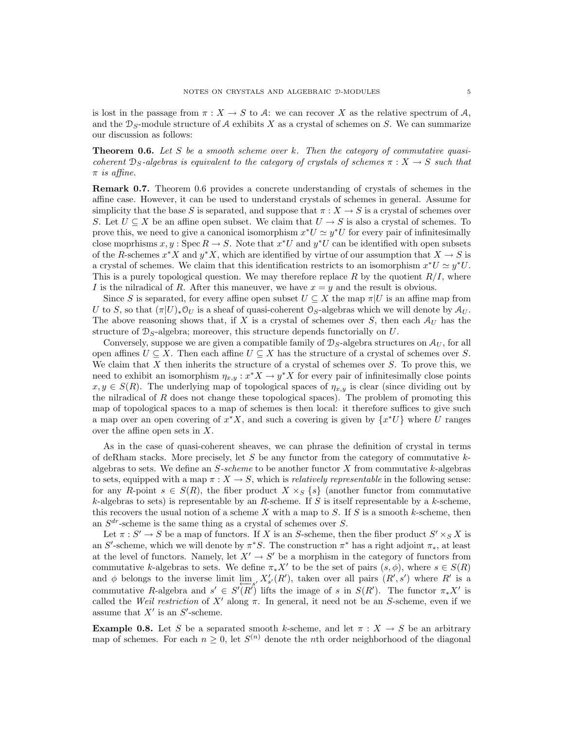is lost in the passage from $\pi : X \to S$ to $\mathcal{A}$: we can recover $X$ as the relative spectrum of $\mathcal{A}$, and the $\mathcal{D}_S$-module structure of $\mathcal{A}$ exhibits $X$ as a crystal of schemes on $S$. We can summarize our discussion as follows:

**Theorem 0.6.** *Let $S$ be a smooth scheme over $k$. Then the category of commutative quasi-coherent $\mathcal{D}_S$-algebras is equivalent to the category of crystals of schemes $\pi : X \to S$ such that $\pi$ is affine.*

**Remark 0.7.** Theorem 0.6 provides a concrete understanding of crystals of schemes in the affine case. However, it can be used to understand crystals of schemes in general. Assume for simplicity that the base $S$ is separated, and suppose that $\pi : X \to S$ is a crystal of schemes over $S$. Let $U \subseteq X$ be an affine open subset. We claim that $U \to S$ is also a crystal of schemes. To prove this, we need to give a canonical isomorphism $x^*U \simeq y^*U$ for every pair of infinitesimally close moprhisms $x, y : \operatorname{Spec} R \to S$. Note that $x^*U$ and $y^*U$ can be identified with open subsets of the $R$-schemes $x^*X$ and $y^*X$, which are identified by virtue of our assumption that $X \to S$ is a crystal of schemes. We claim that this identification restricts to an isomorphism $x^*U \simeq y^*U$. This is a purely topological question. We may therefore replace $R$ by the quotient $R/I$, where $I$ is the nilradical of $R$. After this maneuver, we have $x = y$ and the result is obvious.

Since $S$ is separated, for every affine open subset $U \subseteq X$ the map $\pi|U$ is an affine map from $U$ to $S$, so that $(\pi|U)_*\mathcal{O}_U$ is a sheaf of quasi-coherent $\mathcal{O}_S$-algebras which we will denote by $\mathcal{A}_U$. The above reasoning shows that, if $X$ is a crystal of schemes over $S$, then each $\mathcal{A}_U$ has the structure of $\mathcal{D}_S$-algebra; moreover, this structure depends functorially on $U$.

Conversely, suppose we are given a compatible family of $\mathcal{D}_S$-algebra structures on $\mathcal{A}_U$, for all open affines $U \subseteq X$. Then each affine $U \subseteq X$ has the structure of a crystal of schemes over $S$. We claim that $X$ then inherits the structure of a crystal of schemes over $S$. To prove this, we need to exhibit an isomorphism $\eta_{x,y} : x^*X \to y^*X$ for every pair of infinitesimally close points $x, y \in S(R)$. The underlying map of topological spaces of $\eta_{x,y}$ is clear (since dividing out by the nilradical of $R$ does not change these topological spaces). The problem of promoting this map of topological spaces to a map of schemes is then local: it therefore suffices to give such a map over an open covering of $x^*X$, and such a covering is given by $\{x^*U\}$ where $U$ ranges over the affine open sets in $X$.

As in the case of quasi-coherent sheaves, we can phrase the definition of crystal in terms of deRham stacks. More precisely, let $S$ be any functor from the category of commutative $k$-algebras to sets. We define an *$S$-scheme* to be another functor $X$ from commutative $k$-algebras to sets, equipped with a map $\pi : X \to S$, which is *relatively representable* in the following sense: for any $R$-point $s \in S(R)$, the fiber product $X \times_S \{s\}$ (another functor from commutative $k$-algebras to sets) is representable by an $R$-scheme. If $S$ is itself representable by a $k$-scheme, this recovers the usual notion of a scheme $X$ with a map to $S$. If $S$ is a smooth $k$-scheme, then an $S^{dr}$-scheme is the same thing as a crystal of schemes over $S$.

Let $\pi : S' \to S$ be a map of functors. If $X$ is an $S$-scheme, then the fiber product $S' \times_S X$ is an $S'$-scheme, which we will denote by $\pi^*S$. The construction $\pi^*$ has a right adjoint $\pi_*$, at least at the level of functors. Namely, let $X' \to S'$ be a morphism in the category of functors from commutative $k$-algebras to sets. We define $\pi_*X'$ to be the set of pairs $(s, \phi)$, where $s \in S(R)$ and $\phi$ belongs to the inverse limit $\varprojlim_{s'} X'_{s'}(R')$, taken over all pairs $(R', s')$ where $R'$ is a commutative $R$-algebra and $s' \in S'(R')$ lifts the image of $s$ in $S(R')$. The functor $\pi_*X'$ is called the *Weil restriction* of $X'$ along $\pi$. In general, it need not be an $S$-scheme, even if we assume that $X'$ is an $S'$-scheme.

**Example 0.8.** Let $S$ be a separated smooth $k$-scheme, and let $\pi : X \to S$ be an arbitrary map of schemes. For each $n \geq 0$, let $S^{(n)}$ denote the $n$th order neighborhood of the diagonal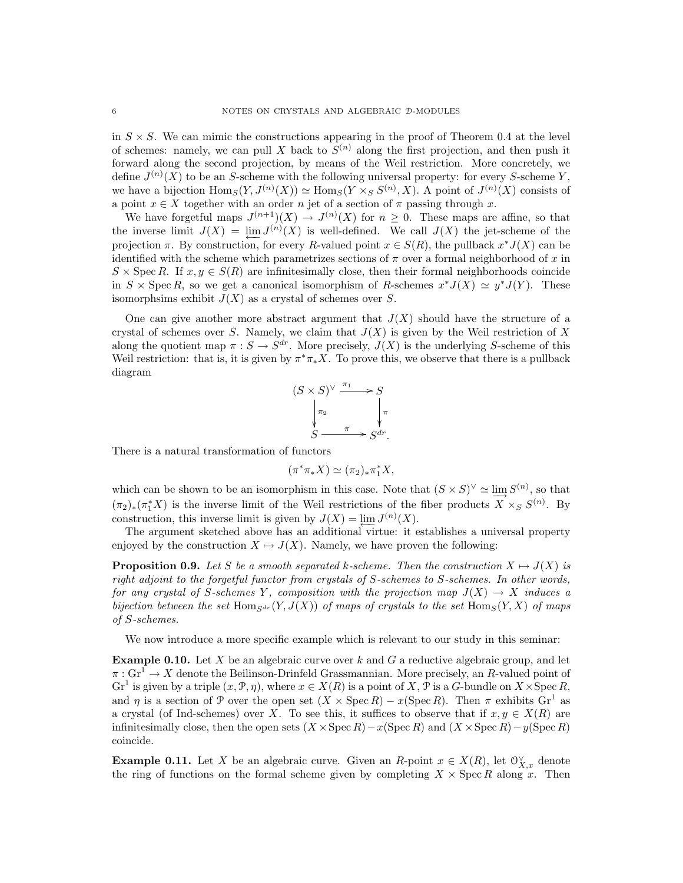in $S \times S$. We can mimic the constructions appearing in the proof of Theorem 0.4 at the level of schemes: namely, we can pull $X$ back to $S^{(n)}$ along the first projection, and then push it forward along the second projection, by means of the Weil restriction. More concretely, we define $J^{(n)}(X)$ to be an $S$-scheme with the following universal property: for every $S$-scheme $Y$, we have a bijection $\mathrm{Hom}_S(Y, J^{(n)}(X)) \simeq \mathrm{Hom}_S(Y \times_S S^{(n)}, X)$. A point of $J^{(n)}(X)$ consists of a point $x \in X$ together with an order $n$ jet of a section of $\pi$ passing through $x$.

We have forgetful maps $J^{(n+1)}(X) \to J^{(n)}(X)$ for $n \geq 0$. These maps are affine, so that the inverse limit $J(X) = \varprojlim J^{(n)}(X)$ is well-defined. We call $J(X)$ the jet-scheme of the projection $\pi$. By construction, for every $R$-valued point $x \in S(R)$, the pullback $x^* J(X)$ can be identified with the scheme which parametrizes sections of $\pi$ over a formal neighborhood of $x$ in $S \times \mathrm{Spec}\, R$. If $x, y \in S(R)$ are infinitesimally close, then their formal neighborhoods coincide in $S \times \mathrm{Spec}\, R$, so we get a canonical isomorphism of $R$-schemes $x^* J(X) \simeq y^* J(Y)$. These isomorphsims exhibit $J(X)$ as a crystal of schemes over $S$.

One can give another more abstract argument that $J(X)$ should have the structure of a crystal of schemes over $S$. Namely, we claim that $J(X)$ is given by the Weil restriction of $X$ along the quotient map $\pi : S \to S^{dr}$. More precisely, $J(X)$ is the underlying $S$-scheme of this Weil restriction: that is, it is given by $\pi^* \pi_* X$. To prove this, we observe that there is a pullback diagram

$$\begin{array}{ccc} (S \times S)^\vee & \xrightarrow{\pi_1} & S \\ \Big\downarrow{\scriptstyle \pi_2} & & \Big\downarrow{\scriptstyle \pi} \\ S & \xrightarrow{\pi} & S^{dr}. \end{array}$$

There is a natural transformation of functors

$$(\pi^* \pi_* X) \simeq (\pi_2)_* \pi_1^* X,$$

which can be shown to be an isomorphism in this case. Note that $(S \times S)^\vee \simeq \varinjlim S^{(n)}$, so that $(\pi_2)_*(\pi_1^* X)$ is the inverse limit of the Weil restrictions of the fiber products $X \times_S S^{(n)}$. By construction, this inverse limit is given by $J(X) = \varprojlim J^{(n)}(X)$.

The argument sketched above has an additional virtue: it establishes a universal property enjoyed by the construction $X \mapsto J(X)$. Namely, we have proven the following:

**Proposition 0.9.** *Let $S$ be a smooth separated $k$-scheme. Then the construction $X \mapsto J(X)$ is right adjoint to the forgetful functor from crystals of $S$-schemes to $S$-schemes. In other words, for any crystal of $S$-schemes $Y$, composition with the projection map $J(X) \to X$ induces a bijection between the set $\mathrm{Hom}_{S^{dr}}(Y, J(X))$ of maps of crystals to the set $\mathrm{Hom}_S(Y, X)$ of maps of $S$-schemes.*

We now introduce a more specific example which is relevant to our study in this seminar:

**Example 0.10.** Let $X$ be an algebraic curve over $k$ and $G$ a reductive algebraic group, and let $\pi : \mathrm{Gr}^1 \to X$ denote the Beilinson-Drinfeld Grassmannian. More precisely, an $R$-valued point of $\mathrm{Gr}^1$ is given by a triple $(x, \mathcal{P}, \eta)$, where $x \in X(R)$ is a point of $X$, $\mathcal{P}$ is a $G$-bundle on $X \times \mathrm{Spec}\, R$, and $\eta$ is a section of $\mathcal{P}$ over the open set $(X \times \mathrm{Spec}\, R) - x(\mathrm{Spec}\, R)$. Then $\pi$ exhibits $\mathrm{Gr}^1$ as a crystal (of Ind-schemes) over $X$. To see this, it suffices to observe that if $x, y \in X(R)$ are infinitesimally close, then the open sets $(X \times \mathrm{Spec}\, R) - x(\mathrm{Spec}\, R)$ and $(X \times \mathrm{Spec}\, R) - y(\mathrm{Spec}\, R)$ coincide.

**Example 0.11.** Let $X$ be an algebraic curve. Given an $R$-point $x \in X(R)$, let $\mathcal{O}_{X,x}^\vee$ denote the ring of functions on the formal scheme given by completing $X \times \mathrm{Spec}\, R$ along $x$. Then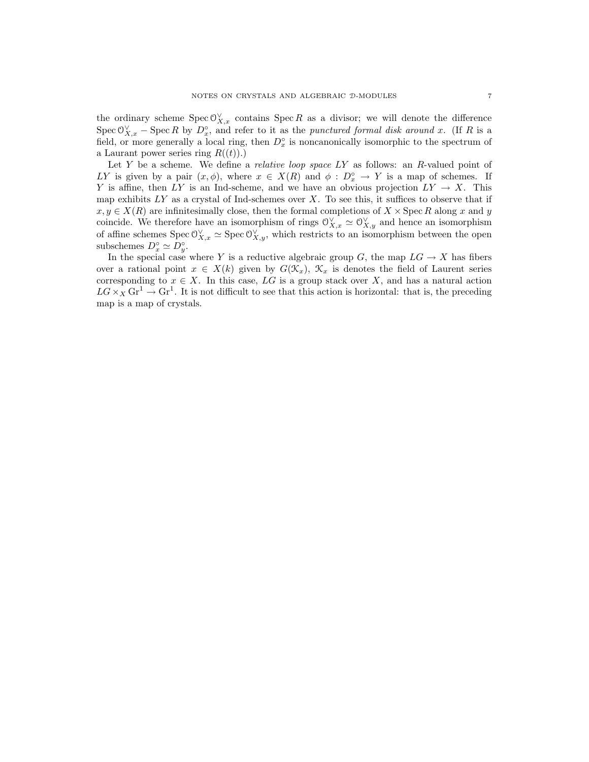the ordinary scheme $\operatorname{Spec} \mathcal{O}^{\vee}_{X,x}$ contains $\operatorname{Spec} R$ as a divisor; we will denote the difference $\operatorname{Spec} \mathcal{O}^{\vee}_{X,x} - \operatorname{Spec} R$ by $D^{\circ}_x$, and refer to it as the *punctured formal disk around* $x$. (If $R$ is a field, or more generally a local ring, then $D^{\circ}_x$ is noncanonically isomorphic to the spectrum of a Laurent power series ring $R((t))$.)

Let $Y$ be a scheme. We define a *relative loop space* $LY$ as follows: an $R$-valued point of $LY$ is given by a pair $(x, \phi)$, where $x \in X(R)$ and $\phi : D^{\circ}_x \to Y$ is a map of schemes. If $Y$ is affine, then $LY$ is an Ind-scheme, and we have an obvious projection $LY \to X$. This map exhibits $LY$ as a crystal of Ind-schemes over $X$. To see this, it suffices to observe that if $x, y \in X(R)$ are infinitesimally close, then the formal completions of $X \times \operatorname{Spec} R$ along $x$ and $y$ coincide. We therefore have an isomorphism of rings $\mathcal{O}^{\vee}_{X,x} \simeq \mathcal{O}^{\vee}_{X,y}$ and hence an isomorphism of affine schemes $\operatorname{Spec} \mathcal{O}^{\vee}_{X,x} \simeq \operatorname{Spec} \mathcal{O}^{\vee}_{X,y}$, which restricts to an isomorphism between the open subschemes $D^{\circ}_x \simeq D^{\circ}_y$.

In the special case where $Y$ is a reductive algebraic group $G$, the map $LG \to X$ has fibers over a rational point $x \in X(k)$ given by $G(\mathcal{K}_x)$, $\mathcal{K}_x$ is denotes the field of Laurent series corresponding to $x \in X$. In this case, $LG$ is a group stack over $X$, and has a natural action $LG \times_X \mathrm{Gr}^1 \to \mathrm{Gr}^1$. It is not difficult to see that this action is horizontal: that is, the preceding map is a map of crystals.